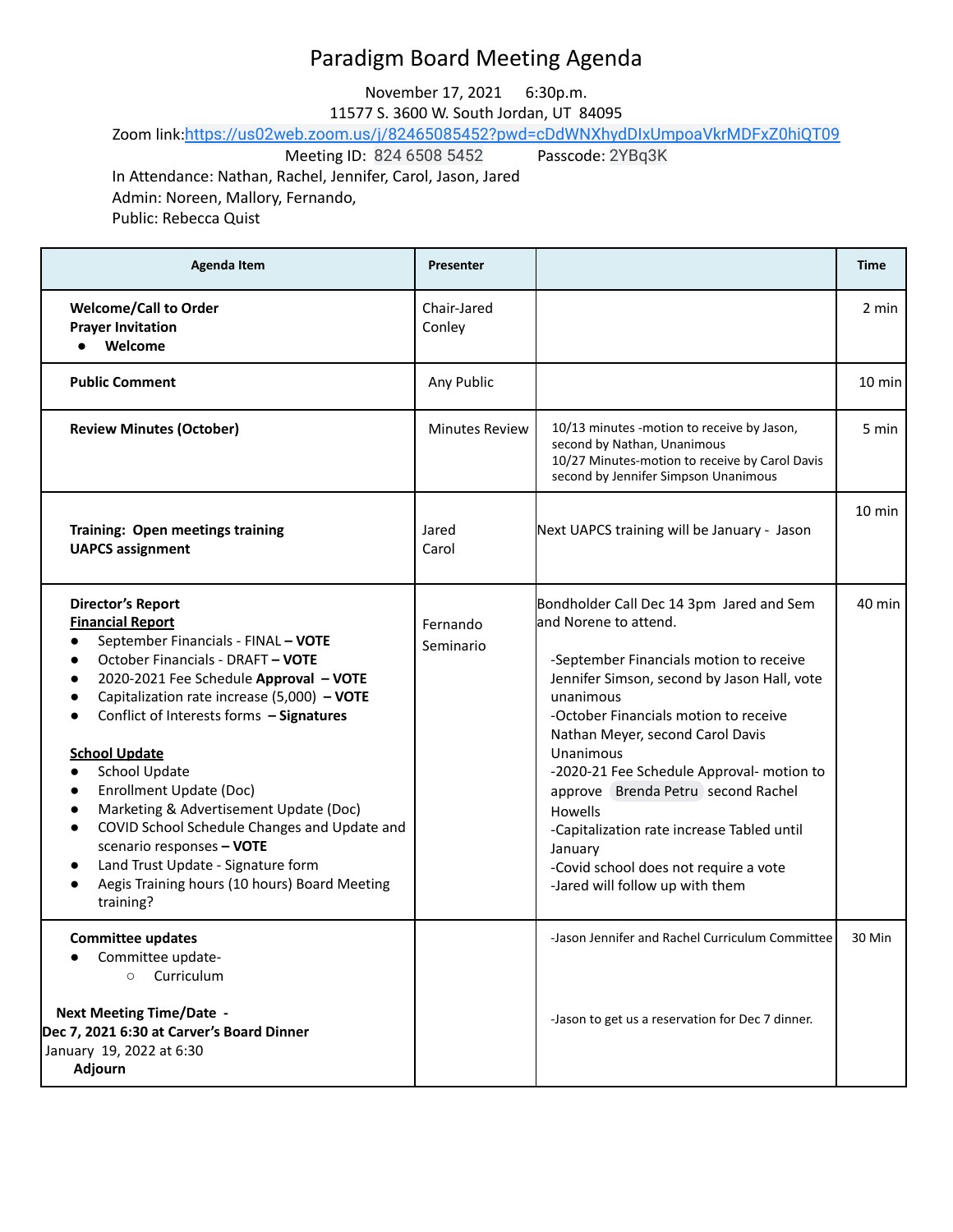# Paradigm Board Meeting Agenda

November 17, 2021 6:30p.m.
11577 S. 3600 W. South Jordan, UT 84095
Zoom link: https://us02web.zoom.us/j/82465085452?pwd=cDdWNXhydDIxUmpoaVkrMDFxZ0hiQT09
Meeting ID: 824 6508 5452 Passcode: 2YBq3K
In Attendance: Nathan, Rachel, Jennifer, Carol, Jason, Jared
Admin: Noreen, Mallory, Fernando,
Public: Rebecca Quist

| Agenda Item | Presenter | | Time |
|---|---|---|---|
| **Welcome/Call to Order**<br>**Prayer Invitation**<br>● **Welcome** | Chair-Jared Conley | | 2 min |
| **Public Comment** | Any Public | | 10 min |
| **Review Minutes (October)** | Minutes Review | 10/13 minutes -motion to receive by Jason, second by Nathan, Unanimous<br>10/27 Minutes-motion to receive by Carol Davis second by Jennifer Simpson Unanimous | 5 min |
| **Training: Open meetings training**<br>**UAPCS assignment** | Jared<br>Carol | Next UAPCS training will be January - Jason | 10 min |
| **Director's Report**<br>**Financial Report**<br>● September Financials - FINAL **– VOTE**<br>● October Financials - DRAFT **– VOTE**<br>● 2020-2021 Fee Schedule **Approval – VOTE**<br>● Capitalization rate increase (5,000) **– VOTE**<br>● Conflict of Interests forms **– Signatures**<br><br>**School Update**<br>● School Update<br>● Enrollment Update (Doc)<br>● Marketing & Advertisement Update (Doc)<br>● COVID School Schedule Changes and Update and scenario responses **– VOTE**<br>● Land Trust Update - Signature form<br>● Aegis Training hours (10 hours) Board Meeting training? | Fernando<br>Seminario | Bondholder Call Dec 14 3pm Jared and Sem and Norene to attend.<br><br>-September Financials motion to receive Jennifer Simson, second by Jason Hall, vote unanimous<br>-October Financials motion to receive Nathan Meyer, second Carol Davis Unanimous<br>-2020-21 Fee Schedule Approval- motion to approve Brenda Petru second Rachel Howells<br>-Capitalization rate increase Tabled until January<br>-Covid school does not require a vote<br>-Jared will follow up with them | 40 min |
| **Committee updates**<br>● Committee update-<br>○ Curriculum<br><br>**Next Meeting Time/Date -**<br>**Dec 7, 2021 6:30 at Carver's Board Dinner**<br>January 19, 2022 at 6:30<br>**Adjourn** | | -Jason Jennifer and Rachel Curriculum Committee<br><br>-Jason to get us a reservation for Dec 7 dinner. | 30 Min |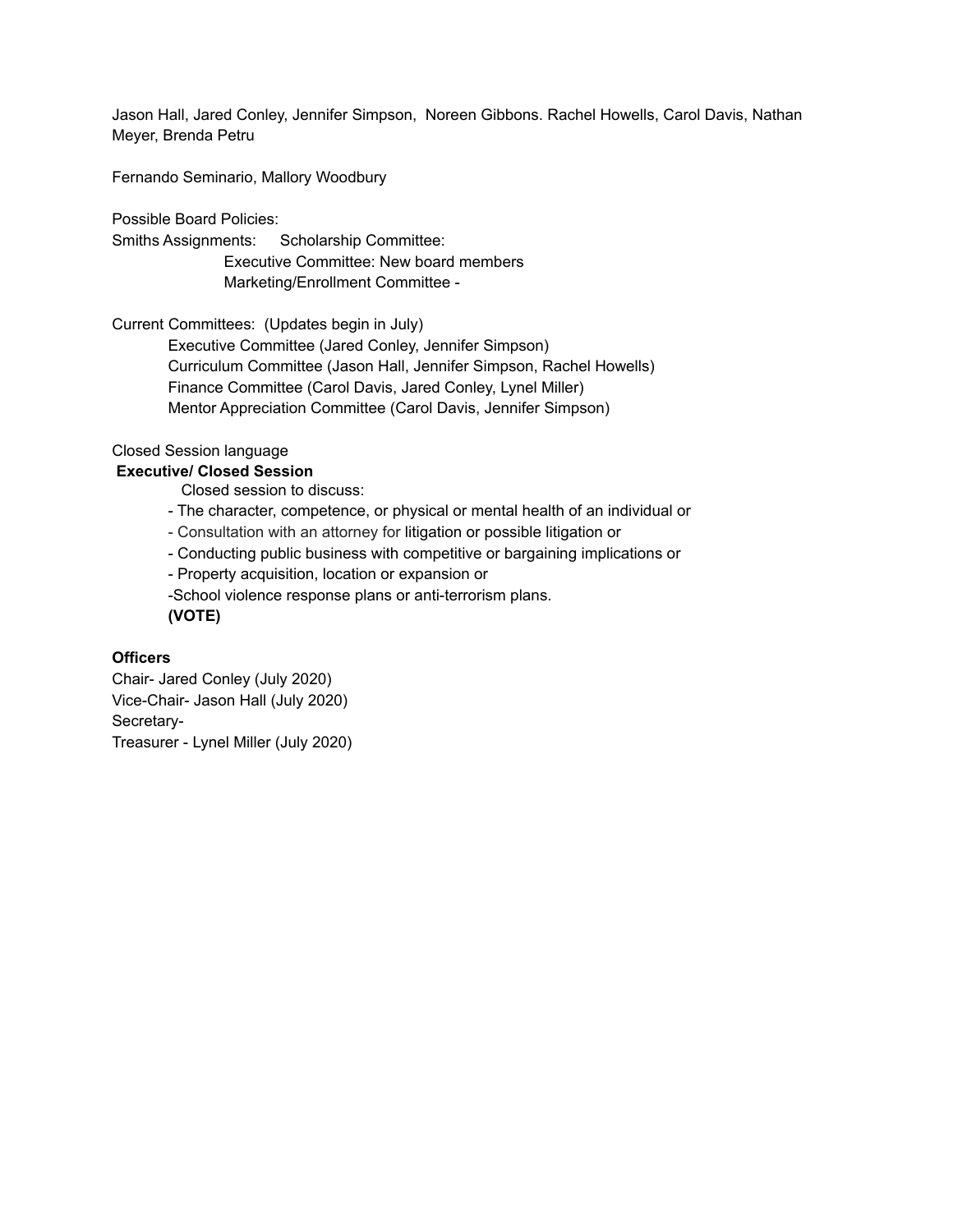Jason Hall, Jared Conley, Jennifer Simpson, Noreen Gibbons. Rachel Howells, Carol Davis, Nathan Meyer, Brenda Petru

Fernando Seminario, Mallory Woodbury

Possible Board Policies:

Smiths Assignments: Scholarship Committee:

Executive Committee: New board members

Marketing/Enrollment Committee -

Current Committees: (Updates begin in July)

- Executive Committee (Jared Conley, Jennifer Simpson)
- Curriculum Committee (Jason Hall, Jennifer Simpson, Rachel Howells)
- Finance Committee (Carol Davis, Jared Conley, Lynel Miller)
- Mentor Appreciation Committee (Carol Davis, Jennifer Simpson)

Closed Session language

**Executive/ Closed Session**

Closed session to discuss:

- The character, competence, or physical or mental health of an individual or
- Consultation with an attorney for litigation or possible litigation or
- Conducting public business with competitive or bargaining implications or
- Property acquisition, location or expansion or
- School violence response plans or anti-terrorism plans.

**(VOTE)**

**Officers**

Chair- Jared Conley (July 2020)

Vice-Chair- Jason Hall (July 2020)

Secretary-

Treasurer - Lynel Miller (July 2020)